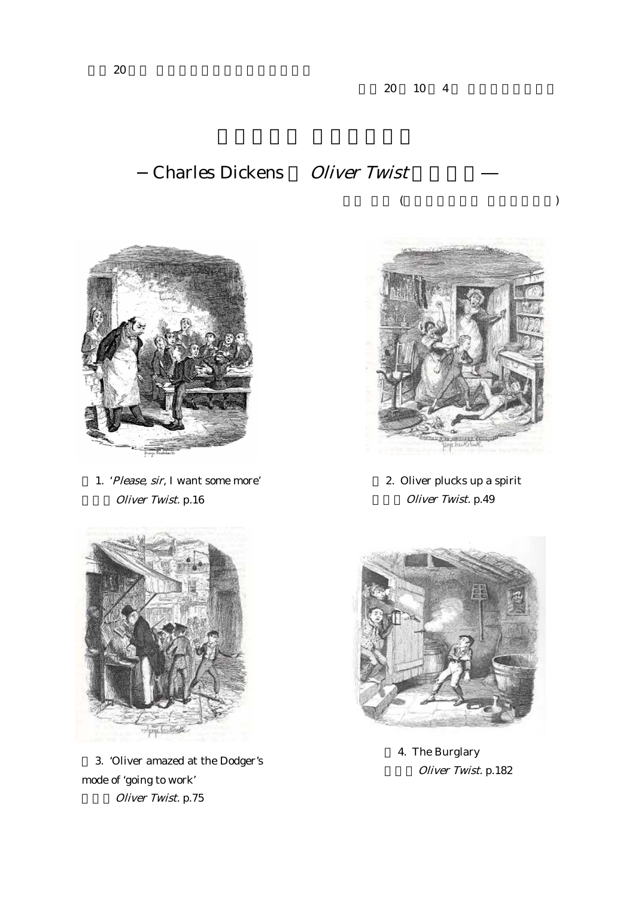20

20 10 4

# — Charles Dickens *Oliver Twist* —

( )

1. '*Please, sir*, I want some more'
*Oliver Twist*. p.16

2. Oliver plucks up a spirit
*Oliver Twist*. p.49

3. 'Oliver amazed at the Dodger's mode of 'going to work'
*Oliver Twist*. p.75

4. The Burglary
*Oliver Twist*. p.182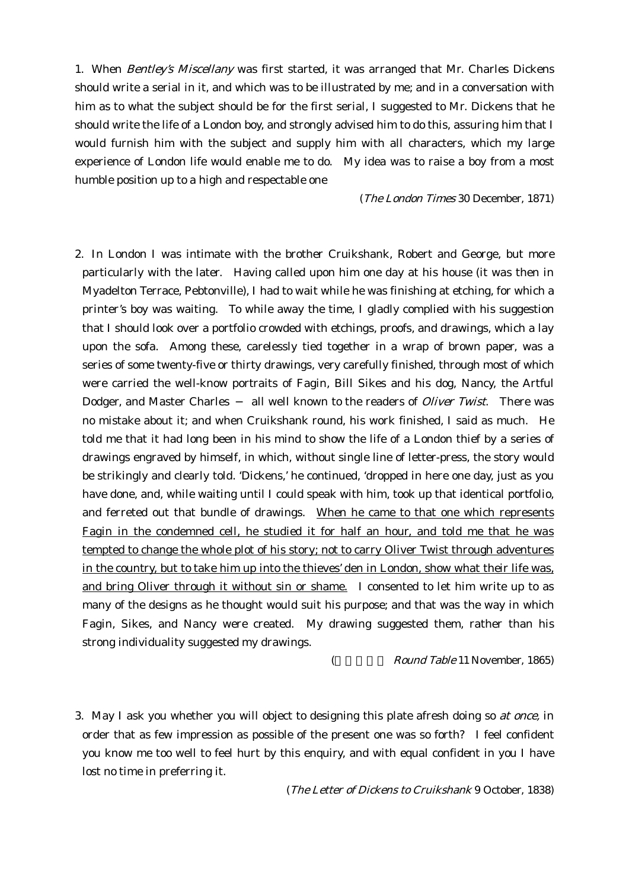1. When *Bentley's Miscellany* was first started, it was arranged that Mr. Charles Dickens should write a serial in it, and which was to be illustrated by me; and in a conversation with him as to what the subject should be for the first serial, I suggested to Mr. Dickens that he should write the life of a London boy, and strongly advised him to do this, assuring him that I would furnish him with the subject and supply him with all characters, which my large experience of London life would enable me to do. My idea was to raise a boy from a most humble position up to a high and respectable one

(*The London Times* 30 December, 1871)

2. In London I was intimate with the brother Cruikshank, Robert and George, but more particularly with the later. Having called upon him one day at his house (it was then in Myadelton Terrace, Pebtonville), I had to wait while he was finishing at etching, for which a printer's boy was waiting. To while away the time, I gladly complied with his suggestion that I should look over a portfolio crowded with etchings, proofs, and drawings, which a lay upon the sofa. Among these, carelessly tied together in a wrap of brown paper, was a series of some twenty-five or thirty drawings, very carefully finished, through most of which were carried the well-know portraits of Fagin, Bill Sikes and his dog, Nancy, the Artful Dodger, and Master Charles — all well known to the readers of *Oliver Twist*. There was no mistake about it; and when Cruikshank round, his work finished, I said as much. He told me that it had long been in his mind to show the life of a London thief by a series of drawings engraved by himself, in which, without single line of letter-press, the story would be strikingly and clearly told. 'Dickens,' he continued, 'dropped in here one day, just as you have done, and, while waiting until I could speak with him, took up that identical portfolio, and ferreted out that bundle of drawings. <u>When he came to that one which represents Fagin in the condemned cell, he studied it for half an hour, and told me that he was tempted to change the whole plot of his story; not to carry Oliver Twist through adventures in the country, but to take him up into the thieves' den in London, show what their life was, and bring Oliver through it without sin or shame.</u> I consented to let him write up to as many of the designs as he thought would suit his purpose; and that was the way in which Fagin, Sikes, and Nancy were created. My drawing suggested them, rather than his strong individuality suggested my drawings.

( *Round Table* 11 November, 1865)

3. May I ask you whether you will object to designing this plate afresh doing so *at once*, in order that as few impression as possible of the present one was so forth? I feel confident you know me too well to feel hurt by this enquiry, and with equal confident in you I have lost no time in preferring it.

(*The Letter of Dickens to Cruikshank* 9 October, 1838)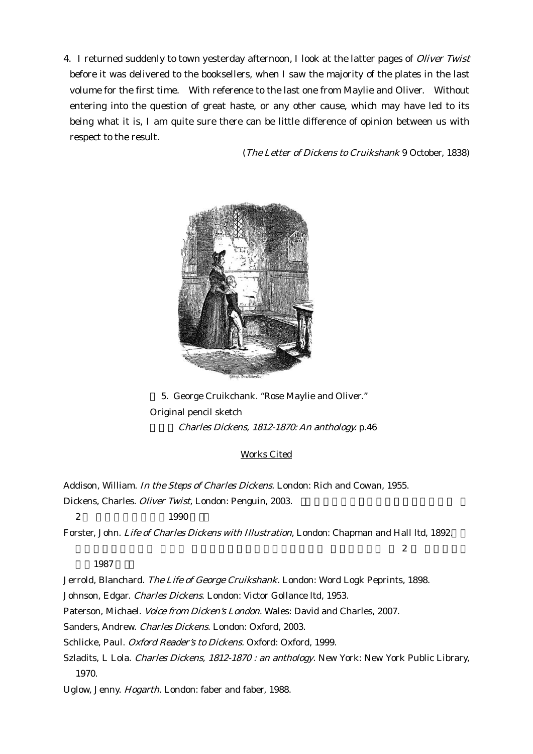4. I returned suddenly to town yesterday afternoon, I look at the latter pages of *Oliver Twist* before it was delivered to the booksellers, when I saw the majority of the plates in the last volume for the first time. With reference to the last one from Maylie and Oliver. Without entering into the question of great haste, or any other cause, which may have led to its being what it is, I am quite sure there can be little difference of opinion between us with respect to the result.

(*The Letter of Dickens to Cruikshank* 9 October, 1838)

5. George Cruikchank. "Rose Maylie and Oliver."
Original pencil sketch
*Charles Dickens, 1812-1870: An anthology.* p.46

## Works Cited

Addison, William. *In the Steps of Charles Dickens*. London: Rich and Cowan, 1955.

Dickens, Charles. *Oliver Twist*, London: Penguin, 2003.
2 1990

Forster, John. *Life of Charles Dickens with Illustration*, London: Chapman and Hall ltd, 1892
2
1987

Jerrold, Blanchard. *The Life of George Cruikshank.* London: Word Logk Peprints, 1898.

Johnson, Edgar. *Charles Dickens*. London: Victor Gollance ltd, 1953.

Paterson, Michael. *Voice from Dicken's London.* Wales: David and Charles, 2007.

Sanders, Andrew. *Charles Dickens*. London: Oxford, 2003.

Schlicke, Paul. *Oxford Reader's to Dickens.* Oxford: Oxford, 1999.

Szladits, L Lola. *Charles Dickens, 1812-1870 : an anthology*. New York: New York Public Library, 1970.

Uglow, Jenny. *Hogarth.* London: faber and faber, 1988.